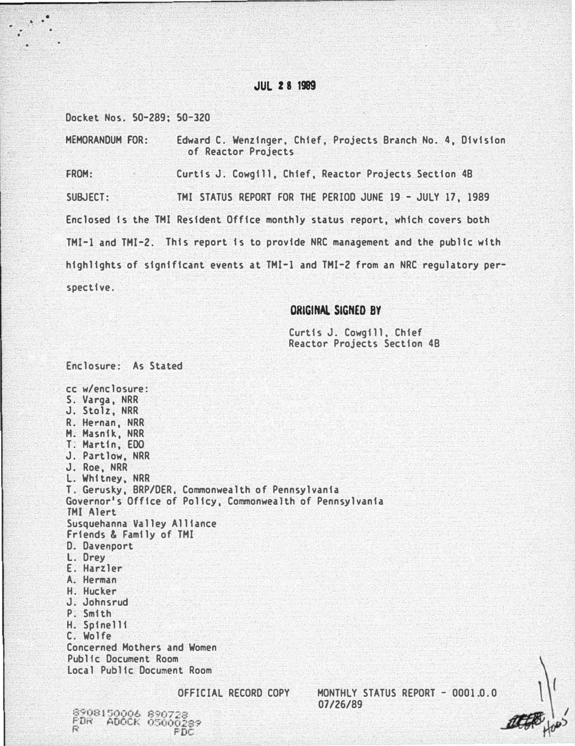**JUL 28 1989**

Docket Nos. 50-289; 50-320

MEMORANDUM FOR: Edward C. Wenzinger, Chief, Projects Branch No. 4, Division of Reactor Projects

FROM: Curtis J. Cowgill, Chief, Reactor Projects Section 4B

SUBJECT: TMI STATUS REPORT FOR THE PERIOD JUNE 19 - JULY 17, 1989

Enclosed is the TMI Resident Office monthly status report, which covers both TMI-1 and TMI-2. This report is to provide NRC management and the public with highlights of significant events at TMI-1 and TMI-2 from an NRC regulatory perspective.

**ORIGINAL SIGNED BY**

Curtis J. Cowgill, Chief
Reactor Projects Section 4B

Enclosure: As Stated

cc w/enclosure:
S. Varga, NRR
J. Stolz, NRR
R. Hernan, NRR
M. Masnik, NRR
T. Martin, EDO
J. Partlow, NRR
J. Roe, NRR
L. Whitney, NRR
T. Gerusky, BRP/DER, Commonwealth of Pennsylvania
Governor's Office of Policy, Commonwealth of Pennsylvania
TMI Alert
Susquehanna Valley Alliance
Friends & Family of TMI
D. Davenport
L. Drey
E. Harzler
A. Herman
H. Hucker
J. Johnsrud
P. Smith
H. Spinelli
C. Wolfe
Concerned Mothers and Women
Public Document Room
Local Public Document Room

OFFICIAL RECORD COPY MONTHLY STATUS REPORT - 0001.0.0
07/26/89

8908150006 890728
PDR ADOCK 05000289
R PDC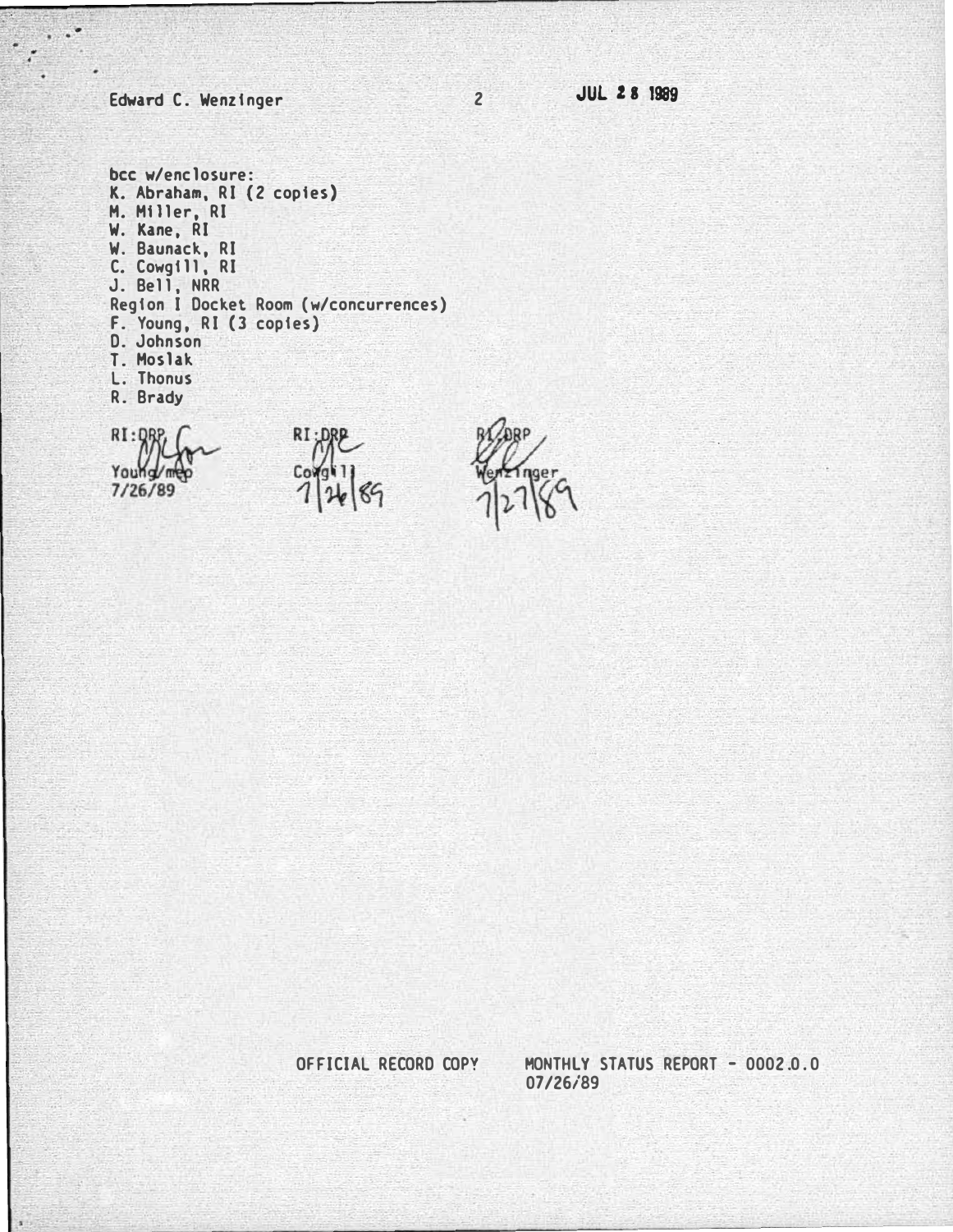Edward C. Wenzinger

JUL 28 1989

bcc w/enclosure:
K. Abraham, RI (2 copies)
M. Miller, RI
W. Kane, RI
W. Baunack, RI
C. Cowgill, RI
J. Bell, NRR
Region I Docket Room (w/concurrences)
F. Young, RI (3 copies)
D. Johnson
T. Moslak
L. Thonus
R. Brady

| RI:DRP | RI:DRP | RI:DRP |
|---|---|---|
| Young/mep | Cowgill | Wenzinger |
| 7/26/89 | 7/26/89 | 7/27/89 |

OFFICIAL RECORD COPY MONTHLY STATUS REPORT - 0002.0.0
07/26/89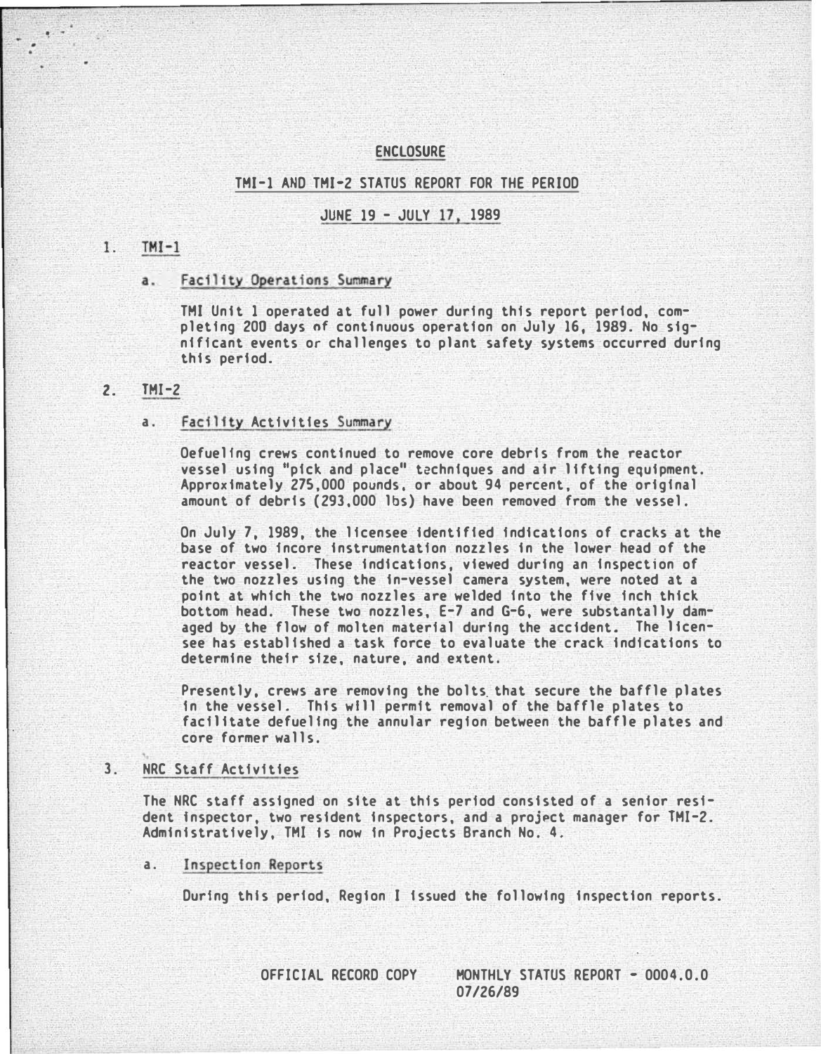# ENCLOSURE

## TMI-1 AND TMI-2 STATUS REPORT FOR THE PERIOD

## JUNE 19 - JULY 17, 1989

1. TMI-1

   a. Facility Operations Summary

      TMI Unit 1 operated at full power during this report period, completing 200 days of continuous operation on July 16, 1989. No significant events or challenges to plant safety systems occurred during this period.

2. TMI-2

   a. Facility Activities Summary

      Defueling crews continued to remove core debris from the reactor vessel using "pick and place" techniques and air lifting equipment. Approximately 275,000 pounds, or about 94 percent, of the original amount of debris (293,000 lbs) have been removed from the vessel.

      On July 7, 1989, the licensee identified indications of cracks at the base of two incore instrumentation nozzles in the lower head of the reactor vessel. These indications, viewed during an inspection of the two nozzles using the in-vessel camera system, were noted at a point at which the two nozzles are welded into the five inch thick bottom head. These two nozzles, E-7 and G-6, were substantally damaged by the flow of molten material during the accident. The licensee has established a task force to evaluate the crack indications to determine their size, nature, and extent.

      Presently, crews are removing the bolts that secure the baffle plates in the vessel. This will permit removal of the baffle plates to facilitate defueling the annular region between the baffle plates and core former walls.

3. NRC Staff Activities

   The NRC staff assigned on site at this period consisted of a senior resident inspector, two resident inspectors, and a project manager for TMI-2. Administratively, TMI is now in Projects Branch No. 4.

   a. Inspection Reports

      During this period, Region I issued the following inspection reports.

OFFICIAL RECORD COPY MONTHLY STATUS REPORT - 0004.0.0 07/26/89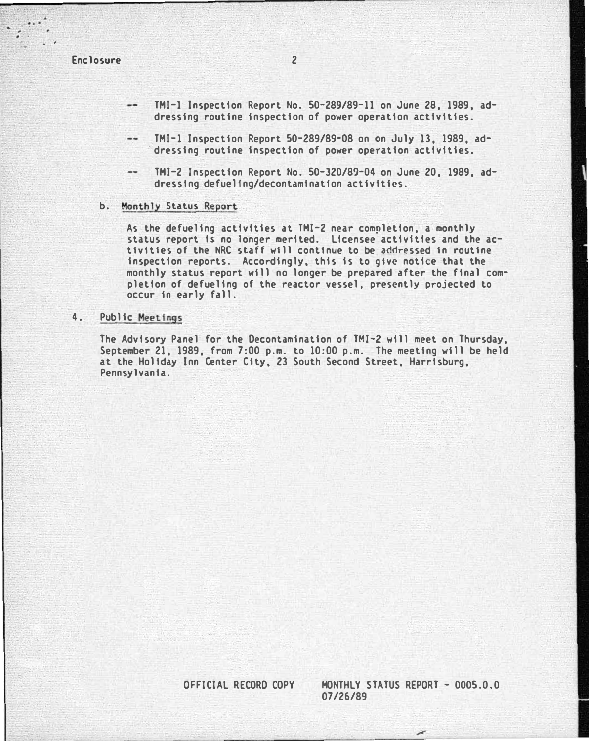Enclosure

- -- TMI-1 Inspection Report No. 50-289/89-11 on June 28, 1989, addressing routine inspection of power operation activities.
- -- TMI-1 Inspection Report 50-289/89-08 on on July 13, 1989, addressing routine inspection of power operation activities.
- -- TMI-2 Inspection Report No. 50-320/89-04 on June 20, 1989, addressing defueling/decontamination activities.

b. Monthly Status Report

As the defueling activities at TMI-2 near completion, a monthly status report is no longer merited. Licensee activities and the activities of the NRC staff will continue to be addressed in routine inspection reports. Accordingly, this is to give notice that the monthly status report will no longer be prepared after the final completion of defueling of the reactor vessel, presently projected to occur in early fall.

4. Public Meetings

The Advisory Panel for the Decontamination of TMI-2 will meet on Thursday, September 21, 1989, from 7:00 p.m. to 10:00 p.m. The meeting will be held at the Holiday Inn Center City, 23 South Second Street, Harrisburg, Pennsylvania.

OFFICIAL RECORD COPY MONTHLY STATUS REPORT - 0005.0.0
07/26/89